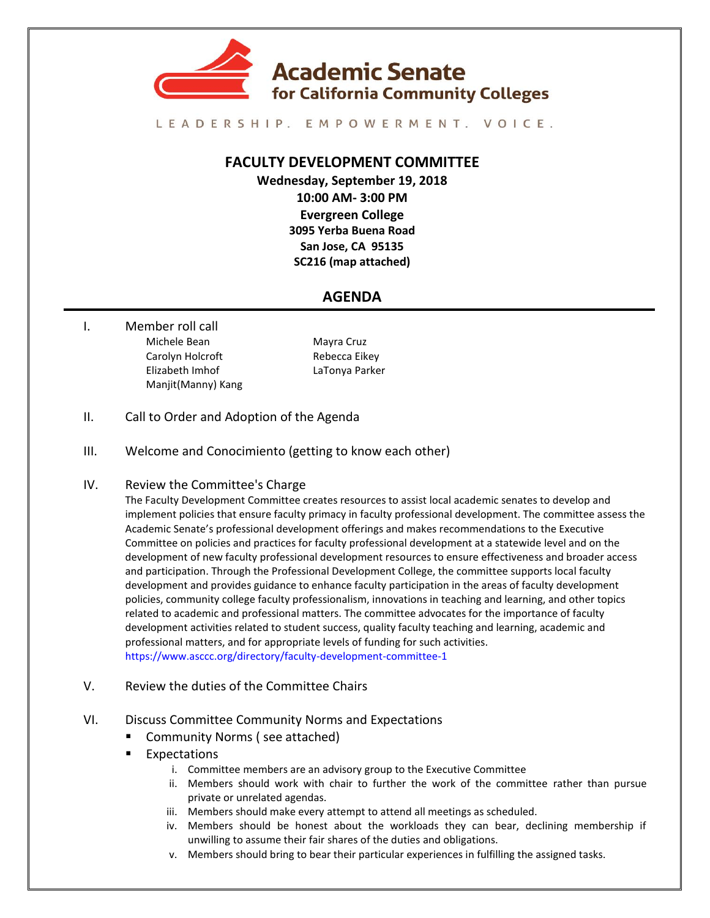**Academic Senate for California Community Colleges**

LEADERSHIP. EMPOWERMENT. VOICE.

# FACULTY DEVELOPMENT COMMITTEE

**Wednesday, September 19, 2018**
**10:00 AM- 3:00 PM**
**Evergreen College**
**3095 Yerba Buena Road**
**San Jose, CA 95135**
**SC216 (map attached)**

## AGENDA

I. Member roll call

- Michele Bean
- Carolyn Holcroft
- Elizabeth Imhof
- Manjit(Manny) Kang
- Mayra Cruz
- Rebecca Eikey
- LaTonya Parker

II. Call to Order and Adoption of the Agenda

III. Welcome and Conocimiento (getting to know each other)

IV. Review the Committee's Charge

The Faculty Development Committee creates resources to assist local academic senates to develop and implement policies that ensure faculty primacy in faculty professional development. The committee assess the Academic Senate's professional development offerings and makes recommendations to the Executive Committee on policies and practices for faculty professional development at a statewide level and on the development of new faculty professional development resources to ensure effectiveness and broader access and participation. Through the Professional Development College, the committee supports local faculty development and provides guidance to enhance faculty participation in the areas of faculty development policies, community college faculty professionalism, innovations in teaching and learning, and other topics related to academic and professional matters. The committee advocates for the importance of faculty development activities related to student success, quality faculty teaching and learning, academic and professional matters, and for appropriate levels of funding for such activities.
https://www.asccc.org/directory/faculty-development-committee-1

V. Review the duties of the Committee Chairs

VI. Discuss Committee Community Norms and Expectations

- Community Norms ( see attached)
- Expectations
  - i. Committee members are an advisory group to the Executive Committee
  - ii. Members should work with chair to further the work of the committee rather than pursue private or unrelated agendas.
  - iii. Members should make every attempt to attend all meetings as scheduled.
  - iv. Members should be honest about the workloads they can bear, declining membership if unwilling to assume their fair shares of the duties and obligations.
  - v. Members should bring to bear their particular experiences in fulfilling the assigned tasks.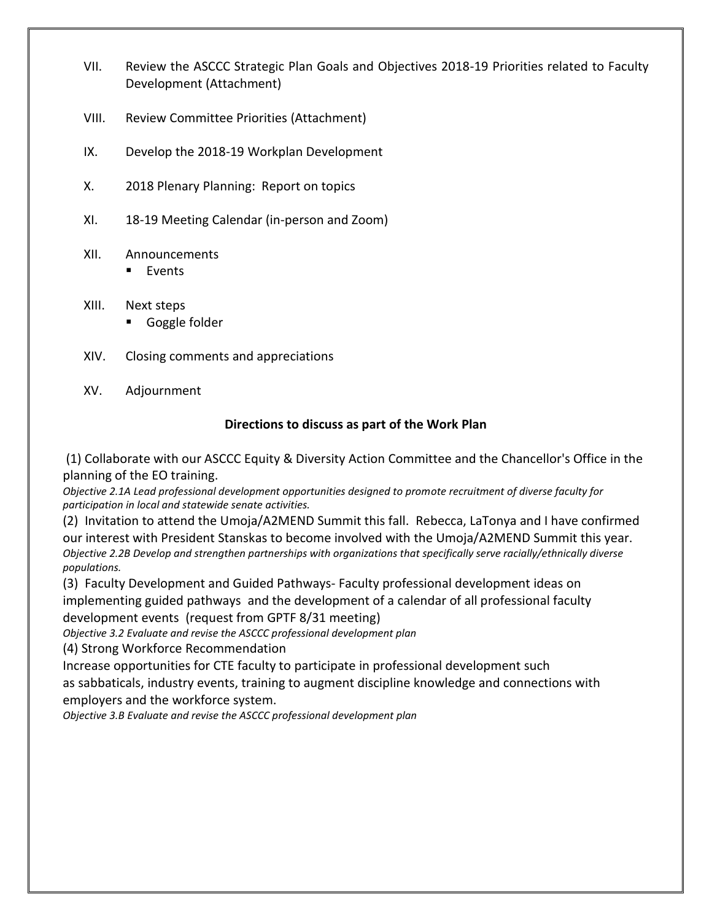VII. Review the ASCCC Strategic Plan Goals and Objectives 2018-19 Priorities related to Faculty Development (Attachment)

VIII. Review Committee Priorities (Attachment)

IX. Develop the 2018-19 Workplan Development

X. 2018 Plenary Planning: Report on topics

XI. 18-19 Meeting Calendar (in-person and Zoom)

XII. Announcements
   - Events

XIII. Next steps
   - Goggle folder

XIV. Closing comments and appreciations

XV. Adjournment

**Directions to discuss as part of the Work Plan**

(1) Collaborate with our ASCCC Equity & Diversity Action Committee and the Chancellor's Office in the planning of the EO training.
*Objective 2.1A Lead professional development opportunities designed to promote recruitment of diverse faculty for participation in local and statewide senate activities.*

(2) Invitation to attend the Umoja/A2MEND Summit this fall. Rebecca, LaTonya and I have confirmed our interest with President Stanskas to become involved with the Umoja/A2MEND Summit this year.
*Objective 2.2B Develop and strengthen partnerships with organizations that specifically serve racially/ethnically diverse populations.*

(3) Faculty Development and Guided Pathways- Faculty professional development ideas on implementing guided pathways and the development of a calendar of all professional faculty development events (request from GPTF 8/31 meeting)
*Objective 3.2 Evaluate and revise the ASCCC professional development plan*

(4) Strong Workforce Recommendation
Increase opportunities for CTE faculty to participate in professional development such as sabbaticals, industry events, training to augment discipline knowledge and connections with employers and the workforce system.
*Objective 3.B Evaluate and revise the ASCCC professional development plan*